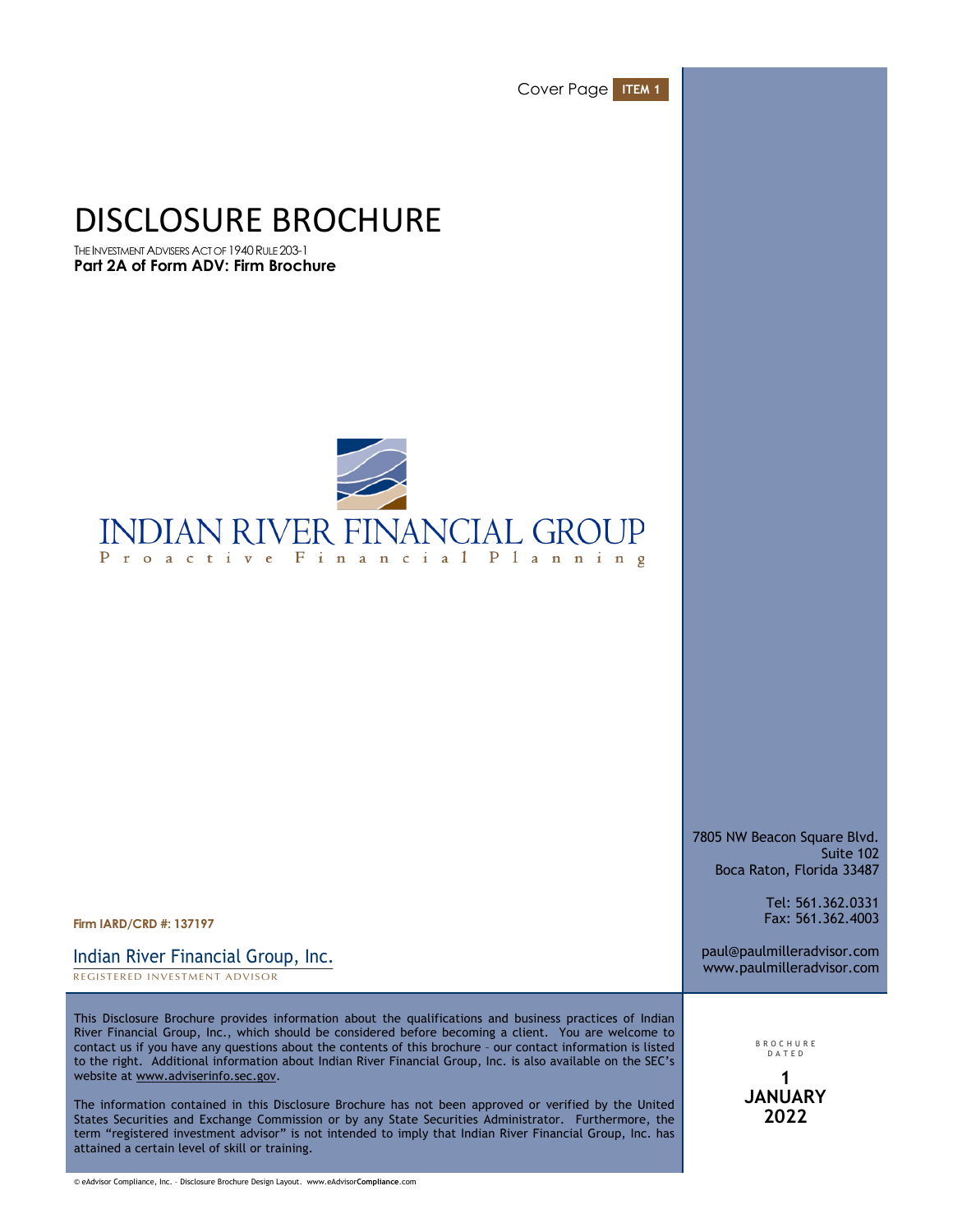Cover Page **ITEM 1**

# DISCLOSURE BROCHURE

THE INVESTMENT ADVISERS ACT OF 1940 RULE 203-1

**Part 2A of Form ADV: Firm Brochure**

INDIAN RIVER FINANCIAL GROUP

Proactive Financial Planning

7805 NW Beacon Square Blvd.
Suite 102
Boca Raton, Florida 33487

Tel: 561.362.0331
Fax: 561.362.4003

paul@paulmilleradvisor.com
www.paulmilleradvisor.com

**Firm IARD/CRD #: 137197**

Indian River Financial Group, Inc.

REGISTERED INVESTMENT ADVISOR

This Disclosure Brochure provides information about the qualifications and business practices of Indian River Financial Group, Inc., which should be considered before becoming a client. You are welcome to contact us if you have any questions about the contents of this brochure – our contact information is listed to the right. Additional information about Indian River Financial Group, Inc. is also available on the SEC's website at www.adviserinfo.sec.gov.

The information contained in this Disclosure Brochure has not been approved or verified by the United States Securities and Exchange Commission or by any State Securities Administrator. Furthermore, the term "registered investment advisor" is not intended to imply that Indian River Financial Group, Inc. has attained a certain level of skill or training.

BROCHURE DATED

**1 JANUARY 2022**

© eAdvisor Compliance, Inc. – Disclosure Brochure Design Layout. www.eAdvisorCompliance.com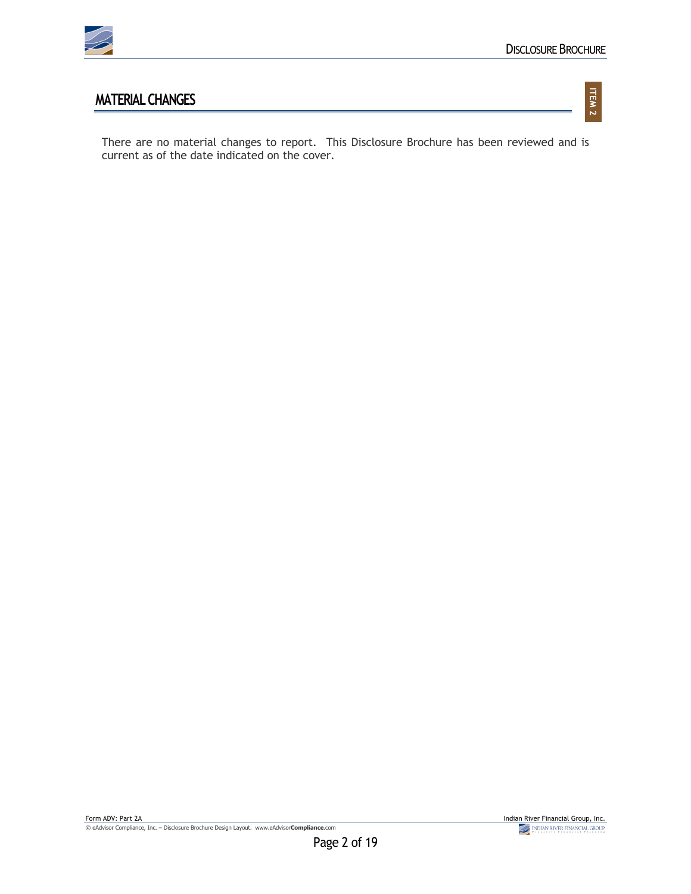## MATERIAL CHANGES

There are no material changes to report. This Disclosure Brochure has been reviewed and is current as of the date indicated on the cover.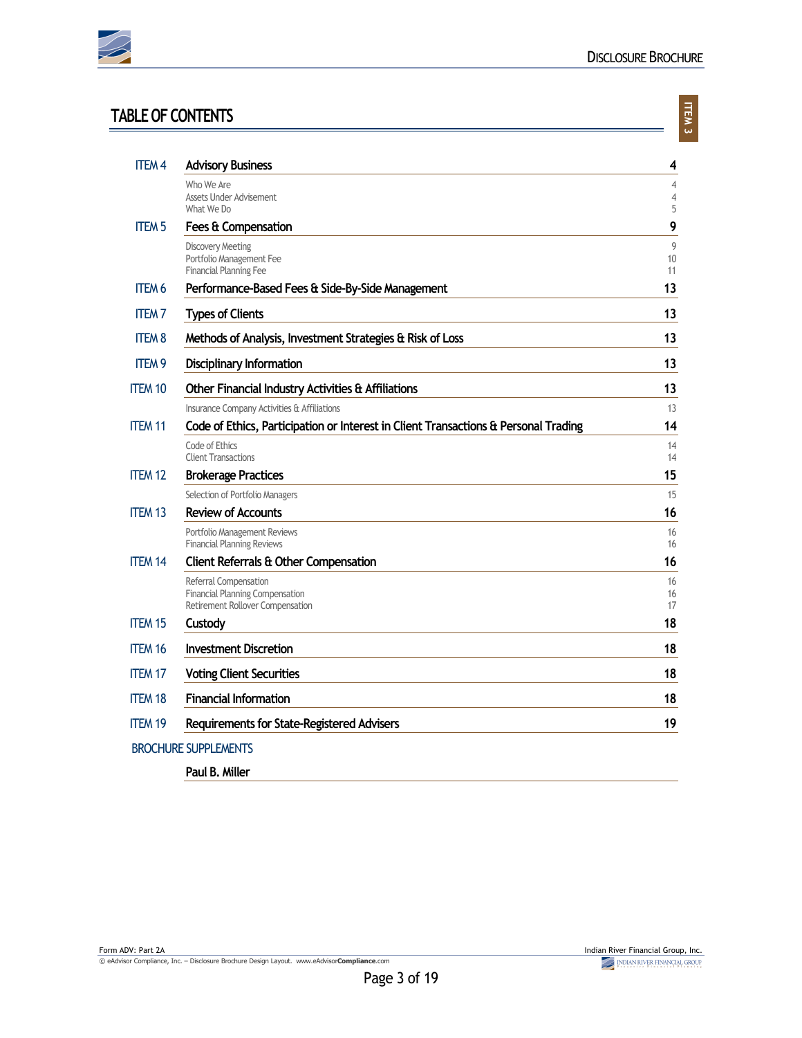# TABLE OF CONTENTS

| Item | Section | Page |
|---|---|---|
| ITEM 4 | **Advisory Business** | **4** |
| | Who We Are | 4 |
| | Assets Under Advisement | 4 |
| | What We Do | 5 |
| ITEM 5 | **Fees & Compensation** | **9** |
| | Discovery Meeting | 9 |
| | Portfolio Management Fee | 10 |
| | Financial Planning Fee | 11 |
| ITEM 6 | **Performance-Based Fees & Side-By-Side Management** | **13** |
| ITEM 7 | **Types of Clients** | **13** |
| ITEM 8 | **Methods of Analysis, Investment Strategies & Risk of Loss** | **13** |
| ITEM 9 | **Disciplinary Information** | **13** |
| ITEM 10 | **Other Financial Industry Activities & Affiliations** | **13** |
| | Insurance Company Activities & Affiliations | 13 |
| ITEM 11 | **Code of Ethics, Participation or Interest in Client Transactions & Personal Trading** | **14** |
| | Code of Ethics | 14 |
| | Client Transactions | 14 |
| ITEM 12 | **Brokerage Practices** | **15** |
| | Selection of Portfolio Managers | 15 |
| ITEM 13 | **Review of Accounts** | **16** |
| | Portfolio Management Reviews | 16 |
| | Financial Planning Reviews | 16 |
| ITEM 14 | **Client Referrals & Other Compensation** | **16** |
| | Referral Compensation | 16 |
| | Financial Planning Compensation | 16 |
| | Retirement Rollover Compensation | 17 |
| ITEM 15 | **Custody** | **18** |
| ITEM 16 | **Investment Discretion** | **18** |
| ITEM 17 | **Voting Client Securities** | **18** |
| ITEM 18 | **Financial Information** | **18** |
| ITEM 19 | **Requirements for State-Registered Advisers** | **19** |

BROCHURE SUPPLEMENTS

**Paul B. Miller**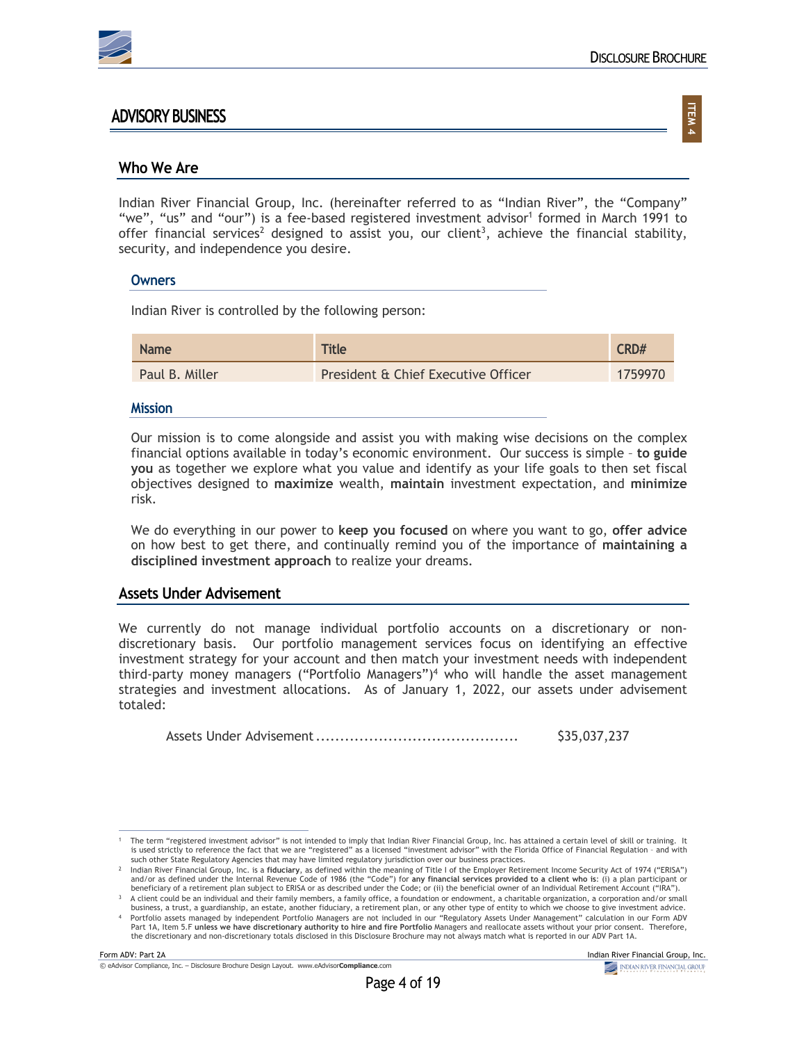# ADVISORY BUSINESS

ITEM 4

## Who We Are

Indian River Financial Group, Inc. (hereinafter referred to as "Indian River", the "Company" "we", "us" and "our") is a fee-based registered investment advisor[1] formed in March 1991 to offer financial services[2] designed to assist you, our client[3], achieve the financial stability, security, and independence you desire.

### Owners

Indian River is controlled by the following person:

| Name | Title | CRD# |
|---|---|---|
| Paul B. Miller | President & Chief Executive Officer | 1759970 |

### Mission

Our mission is to come alongside and assist you with making wise decisions on the complex financial options available in today's economic environment. Our success is simple – **to guide you** as together we explore what you value and identify as your life goals to then set fiscal objectives designed to **maximize** wealth, **maintain** investment expectation, and **minimize** risk.

We do everything in our power to **keep you focused** on where you want to go, **offer advice** on how best to get there, and continually remind you of the importance of **maintaining a disciplined investment approach** to realize your dreams.

## Assets Under Advisement

We currently do not manage individual portfolio accounts on a discretionary or non-discretionary basis. Our portfolio management services focus on identifying an effective investment strategy for your account and then match your investment needs with independent third-party money managers ("Portfolio Managers")[4] who will handle the asset management strategies and investment allocations. As of January 1, 2022, our assets under advisement totaled:

Assets Under Advisement .......................................... $35,037,237

---

[1] The term "registered investment advisor" is not intended to imply that Indian River Financial Group, Inc. has attained a certain level of skill or training. It is used strictly to reference the fact that we are "registered" as a licensed "investment advisor" with the Florida Office of Financial Regulation – and with such other State Regulatory Agencies that may have limited regulatory jurisdiction over our business practices.

[2] Indian River Financial Group, Inc. is a **fiduciary**, as defined within the meaning of Title I of the Employer Retirement Income Security Act of 1974 ("ERISA") and/or as defined under the Internal Revenue Code of 1986 (the "Code") for **any financial services provided to a client who is**: (i) a plan participant or beneficiary of a retirement plan subject to ERISA or as described under the Code; or (ii) the beneficial owner of an Individual Retirement Account ("IRA").

[3] A client could be an individual and their family members, a family office, a foundation or endowment, a charitable organization, a corporation and/or small business, a trust, a guardianship, an estate, another fiduciary, a retirement plan, or any other type of entity to which we choose to give investment advice.

[4] Portfolio assets managed by independent Portfolio Managers are not included in our "Regulatory Assets Under Management" calculation in our Form ADV Part 1A, Item 5.F **unless we have discretionary authority to hire and fire Portfolio** Managers and reallocate assets without your prior consent. Therefore, the discretionary and non-discretionary totals disclosed in this Disclosure Brochure may not always match what is reported in our ADV Part 1A.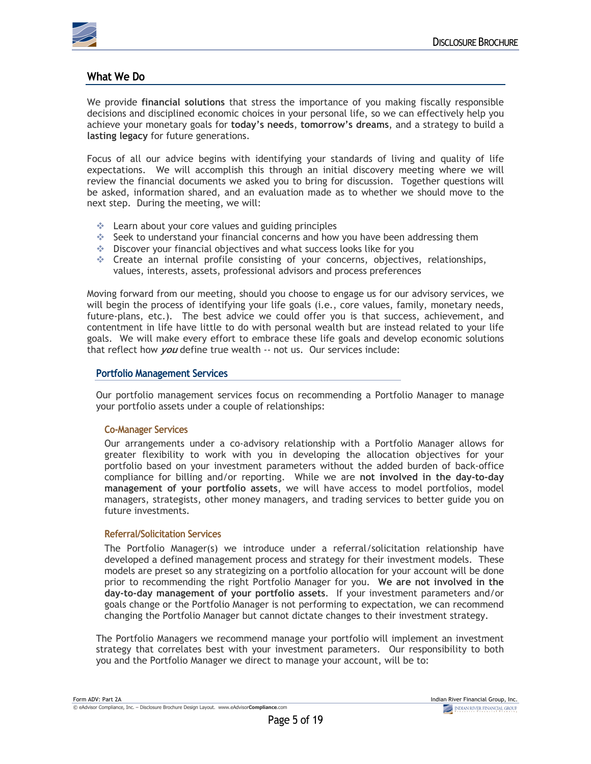## What We Do

We provide **financial solutions** that stress the importance of you making fiscally responsible decisions and disciplined economic choices in your personal life, so we can effectively help you achieve your monetary goals for **today's needs**, **tomorrow's dreams**, and a strategy to build a **lasting legacy** for future generations.

Focus of all our advice begins with identifying your standards of living and quality of life expectations. We will accomplish this through an initial discovery meeting where we will review the financial documents we asked you to bring for discussion. Together questions will be asked, information shared, and an evaluation made as to whether we should move to the next step. During the meeting, we will:

- Learn about your core values and guiding principles
- Seek to understand your financial concerns and how you have been addressing them
- Discover your financial objectives and what success looks like for you
- Create an internal profile consisting of your concerns, objectives, relationships, values, interests, assets, professional advisors and process preferences

Moving forward from our meeting, should you choose to engage us for our advisory services, we will begin the process of identifying your life goals (i.e., core values, family, monetary needs, future-plans, etc.). The best advice we could offer you is that success, achievement, and contentment in life have little to do with personal wealth but are instead related to your life goals. We will make every effort to embrace these life goals and develop economic solutions that reflect how ***you*** define true wealth -- not us. Our services include:

### Portfolio Management Services

Our portfolio management services focus on recommending a Portfolio Manager to manage your portfolio assets under a couple of relationships:

#### Co-Manager Services

Our arrangements under a co-advisory relationship with a Portfolio Manager allows for greater flexibility to work with you in developing the allocation objectives for your portfolio based on your investment parameters without the added burden of back-office compliance for billing and/or reporting. While we are **not involved in the day-to-day management of your portfolio assets**, we will have access to model portfolios, model managers, strategists, other money managers, and trading services to better guide you on future investments.

#### Referral/Solicitation Services

The Portfolio Manager(s) we introduce under a referral/solicitation relationship have developed a defined management process and strategy for their investment models. These models are preset so any strategizing on a portfolio allocation for your account will be done prior to recommending the right Portfolio Manager for you. **We are not involved in the day-to-day management of your portfolio assets**. If your investment parameters and/or goals change or the Portfolio Manager is not performing to expectation, we can recommend changing the Portfolio Manager but cannot dictate changes to their investment strategy.

The Portfolio Managers we recommend manage your portfolio will implement an investment strategy that correlates best with your investment parameters. Our responsibility to both you and the Portfolio Manager we direct to manage your account, will be to: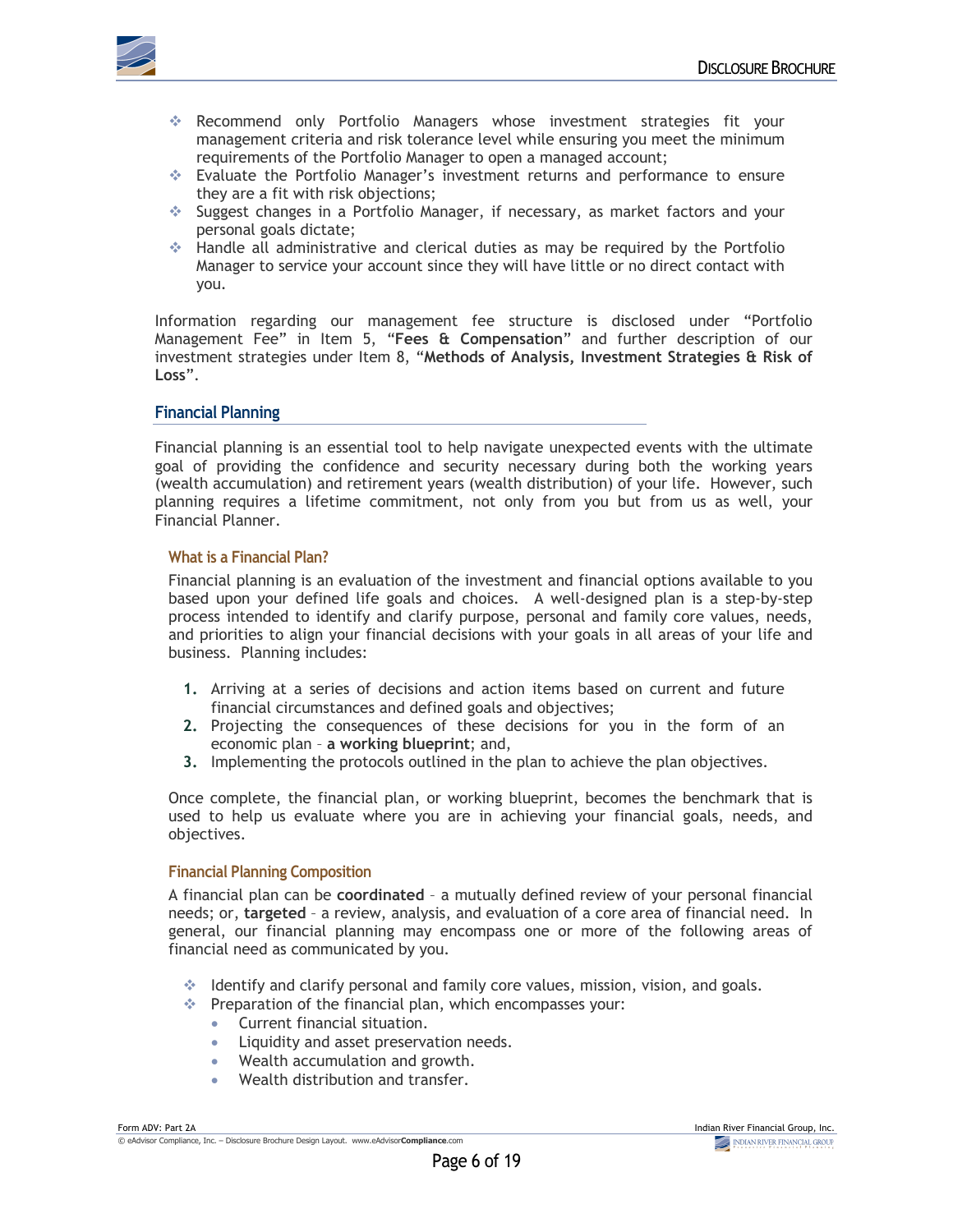- Recommend only Portfolio Managers whose investment strategies fit your management criteria and risk tolerance level while ensuring you meet the minimum requirements of the Portfolio Manager to open a managed account;
- Evaluate the Portfolio Manager's investment returns and performance to ensure they are a fit with risk objections;
- Suggest changes in a Portfolio Manager, if necessary, as market factors and your personal goals dictate;
- Handle all administrative and clerical duties as may be required by the Portfolio Manager to service your account since they will have little or no direct contact with you.

Information regarding our management fee structure is disclosed under "Portfolio Management Fee" in Item 5, "**Fees & Compensation**" and further description of our investment strategies under Item 8, "**Methods of Analysis, Investment Strategies & Risk of Loss**".

## Financial Planning

Financial planning is an essential tool to help navigate unexpected events with the ultimate goal of providing the confidence and security necessary during both the working years (wealth accumulation) and retirement years (wealth distribution) of your life. However, such planning requires a lifetime commitment, not only from you but from us as well, your Financial Planner.

### What is a Financial Plan?

Financial planning is an evaluation of the investment and financial options available to you based upon your defined life goals and choices. A well-designed plan is a step-by-step process intended to identify and clarify purpose, personal and family core values, needs, and priorities to align your financial decisions with your goals in all areas of your life and business. Planning includes:

1. Arriving at a series of decisions and action items based on current and future financial circumstances and defined goals and objectives;
2. Projecting the consequences of these decisions for you in the form of an economic plan – **a working blueprint**; and,
3. Implementing the protocols outlined in the plan to achieve the plan objectives.

Once complete, the financial plan, or working blueprint, becomes the benchmark that is used to help us evaluate where you are in achieving your financial goals, needs, and objectives.

### Financial Planning Composition

A financial plan can be **coordinated** – a mutually defined review of your personal financial needs; or, **targeted** – a review, analysis, and evaluation of a core area of financial need. In general, our financial planning may encompass one or more of the following areas of financial need as communicated by you.

- Identify and clarify personal and family core values, mission, vision, and goals.
- Preparation of the financial plan, which encompasses your:
  - Current financial situation.
  - Liquidity and asset preservation needs.
  - Wealth accumulation and growth.
  - Wealth distribution and transfer.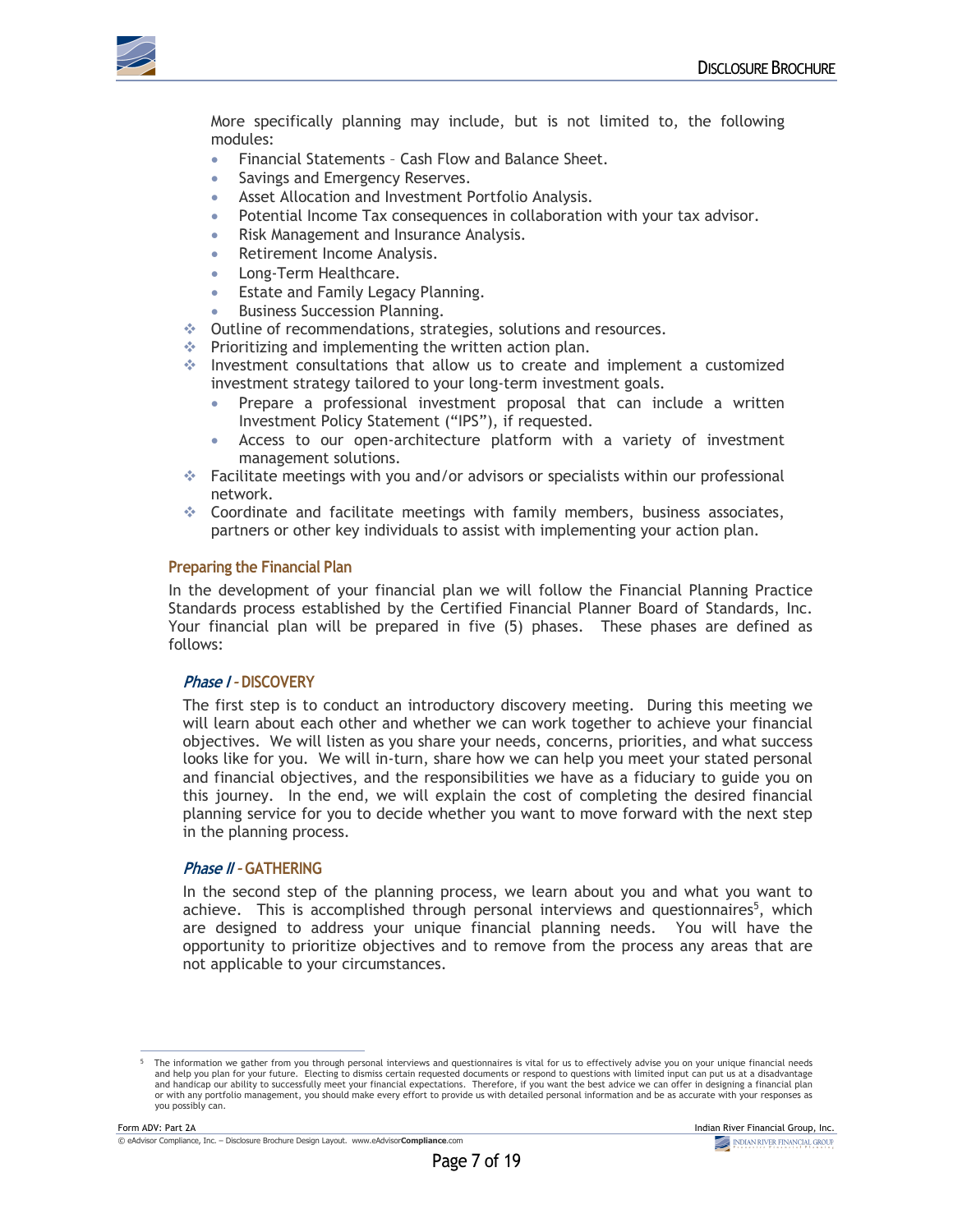More specifically planning may include, but is not limited to, the following modules:

- Financial Statements – Cash Flow and Balance Sheet.
- Savings and Emergency Reserves.
- Asset Allocation and Investment Portfolio Analysis.
- Potential Income Tax consequences in collaboration with your tax advisor.
- Risk Management and Insurance Analysis.
- Retirement Income Analysis.
- Long-Term Healthcare.
- Estate and Family Legacy Planning.
- Business Succession Planning.

- Outline of recommendations, strategies, solutions and resources.
- Prioritizing and implementing the written action plan.
- Investment consultations that allow us to create and implement a customized investment strategy tailored to your long-term investment goals.
  - Prepare a professional investment proposal that can include a written Investment Policy Statement ("IPS"), if requested.
  - Access to our open-architecture platform with a variety of investment management solutions.
- Facilitate meetings with you and/or advisors or specialists within our professional network.
- Coordinate and facilitate meetings with family members, business associates, partners or other key individuals to assist with implementing your action plan.

### Preparing the Financial Plan

In the development of your financial plan we will follow the Financial Planning Practice Standards process established by the Certified Financial Planner Board of Standards, Inc. Your financial plan will be prepared in five (5) phases. These phases are defined as follows:

#### *Phase I* – DISCOVERY

The first step is to conduct an introductory discovery meeting. During this meeting we will learn about each other and whether we can work together to achieve your financial objectives. We will listen as you share your needs, concerns, priorities, and what success looks like for you. We will in-turn, share how we can help you meet your stated personal and financial objectives, and the responsibilities we have as a fiduciary to guide you on this journey. In the end, we will explain the cost of completing the desired financial planning service for you to decide whether you want to move forward with the next step in the planning process.

#### *Phase II* – GATHERING

In the second step of the planning process, we learn about you and what you want to achieve. This is accomplished through personal interviews and questionnaires[5], which are designed to address your unique financial planning needs. You will have the opportunity to prioritize objectives and to remove from the process any areas that are not applicable to your circumstances.

---

[5] The information we gather from you through personal interviews and questionnaires is vital for us to effectively advise you on your unique financial needs and help you plan for your future. Electing to dismiss certain requested documents or respond to questions with limited input can put us at a disadvantage and handicap our ability to successfully meet your financial expectations. Therefore, if you want the best advice we can offer in designing a financial plan or with any portfolio management, you should make every effort to provide us with detailed personal information and be as accurate with your responses as you possibly can.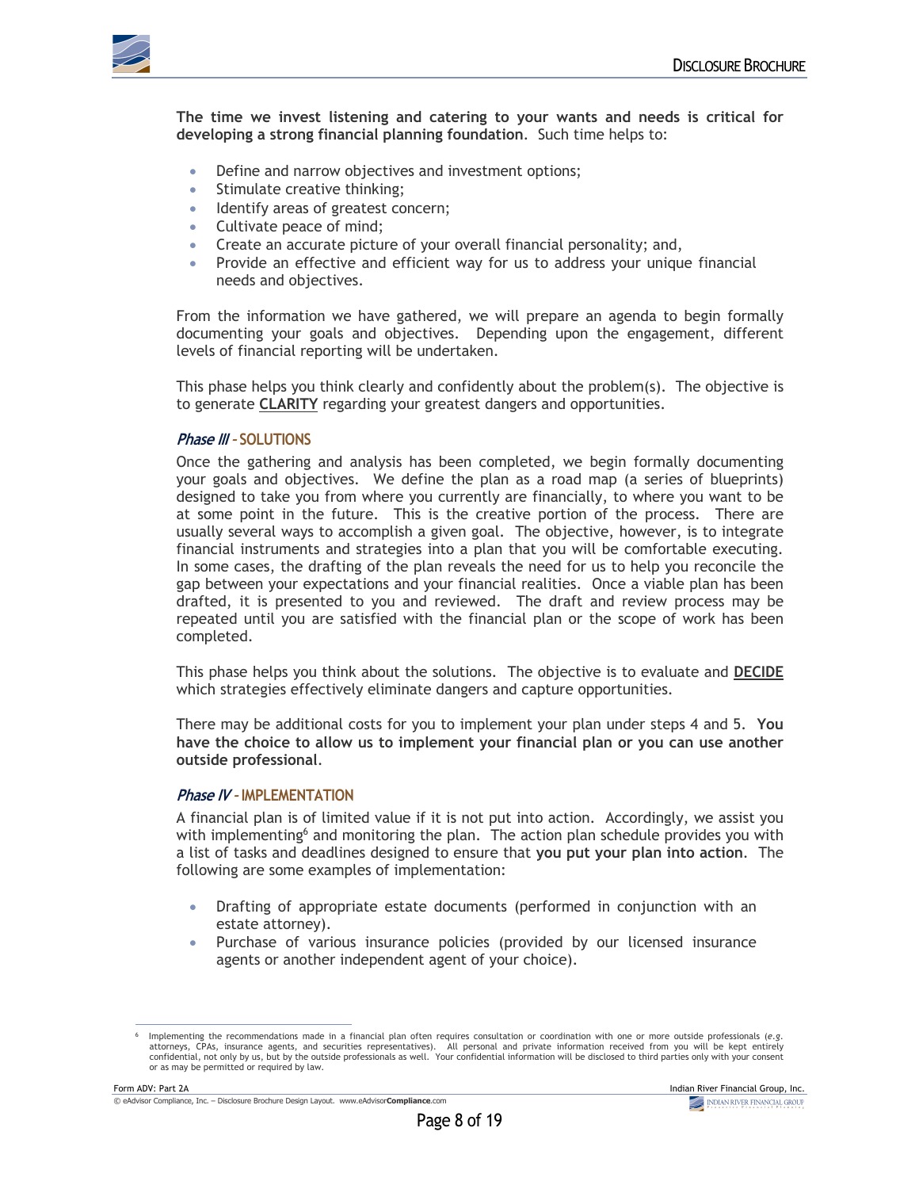**The time we invest listening and catering to your wants and needs is critical for developing a strong financial planning foundation**. Such time helps to:

- Define and narrow objectives and investment options;
- Stimulate creative thinking;
- Identify areas of greatest concern;
- Cultivate peace of mind;
- Create an accurate picture of your overall financial personality; and,
- Provide an effective and efficient way for us to address your unique financial needs and objectives.

From the information we have gathered, we will prepare an agenda to begin formally documenting your goals and objectives. Depending upon the engagement, different levels of financial reporting will be undertaken.

This phase helps you think clearly and confidently about the problem(s). The objective is to generate **CLARITY** regarding your greatest dangers and opportunities.

### *Phase III* – SOLUTIONS

Once the gathering and analysis has been completed, we begin formally documenting your goals and objectives. We define the plan as a road map (a series of blueprints) designed to take you from where you currently are financially, to where you want to be at some point in the future. This is the creative portion of the process. There are usually several ways to accomplish a given goal. The objective, however, is to integrate financial instruments and strategies into a plan that you will be comfortable executing. In some cases, the drafting of the plan reveals the need for us to help you reconcile the gap between your expectations and your financial realities. Once a viable plan has been drafted, it is presented to you and reviewed. The draft and review process may be repeated until you are satisfied with the financial plan or the scope of work has been completed.

This phase helps you think about the solutions. The objective is to evaluate and **DECIDE** which strategies effectively eliminate dangers and capture opportunities.

There may be additional costs for you to implement your plan under steps 4 and 5. **You have the choice to allow us to implement your financial plan or you can use another outside professional**.

### *Phase IV* – IMPLEMENTATION

A financial plan is of limited value if it is not put into action. Accordingly, we assist you with implementing[6] and monitoring the plan. The action plan schedule provides you with a list of tasks and deadlines designed to ensure that **you put your plan into action**. The following are some examples of implementation:

- Drafting of appropriate estate documents (performed in conjunction with an estate attorney).
- Purchase of various insurance policies (provided by our licensed insurance agents or another independent agent of your choice).

---

[6] Implementing the recommendations made in a financial plan often requires consultation or coordination with one or more outside professionals (*e.g.* attorneys, CPAs, insurance agents, and securities representatives). All personal and private information received from you will be kept entirely confidential, not only by us, but by the outside professionals as well. Your confidential information will be disclosed to third parties only with your consent or as may be permitted or required by law.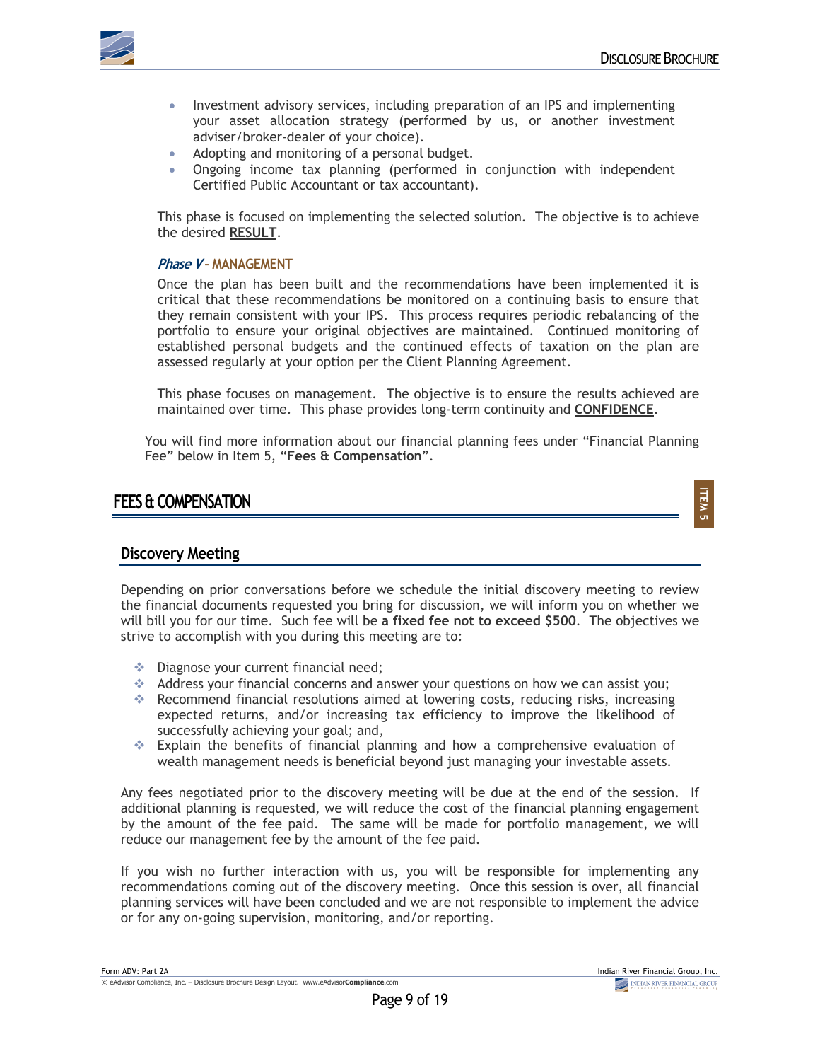- Investment advisory services, including preparation of an IPS and implementing your asset allocation strategy (performed by us, or another investment adviser/broker-dealer of your choice).
- Adopting and monitoring of a personal budget.
- Ongoing income tax planning (performed in conjunction with independent Certified Public Accountant or tax accountant).

This phase is focused on implementing the selected solution. The objective is to achieve the desired **RESULT**.

#### *Phase V* – MANAGEMENT

Once the plan has been built and the recommendations have been implemented it is critical that these recommendations be monitored on a continuing basis to ensure that they remain consistent with your IPS. This process requires periodic rebalancing of the portfolio to ensure your original objectives are maintained. Continued monitoring of established personal budgets and the continued effects of taxation on the plan are assessed regularly at your option per the Client Planning Agreement.

This phase focuses on management. The objective is to ensure the results achieved are maintained over time. This phase provides long-term continuity and **CONFIDENCE**.

You will find more information about our financial planning fees under "Financial Planning Fee" below in Item 5, "**Fees & Compensation**".

## FEES & COMPENSATION

ITEM 5

### Discovery Meeting

Depending on prior conversations before we schedule the initial discovery meeting to review the financial documents requested you bring for discussion, we will inform you on whether we will bill you for our time. Such fee will be **a fixed fee not to exceed $500**. The objectives we strive to accomplish with you during this meeting are to:

- Diagnose your current financial need;
- Address your financial concerns and answer your questions on how we can assist you;
- Recommend financial resolutions aimed at lowering costs, reducing risks, increasing expected returns, and/or increasing tax efficiency to improve the likelihood of successfully achieving your goal; and,
- Explain the benefits of financial planning and how a comprehensive evaluation of wealth management needs is beneficial beyond just managing your investable assets.

Any fees negotiated prior to the discovery meeting will be due at the end of the session. If additional planning is requested, we will reduce the cost of the financial planning engagement by the amount of the fee paid. The same will be made for portfolio management, we will reduce our management fee by the amount of the fee paid.

If you wish no further interaction with us, you will be responsible for implementing any recommendations coming out of the discovery meeting. Once this session is over, all financial planning services will have been concluded and we are not responsible to implement the advice or for any on-going supervision, monitoring, and/or reporting.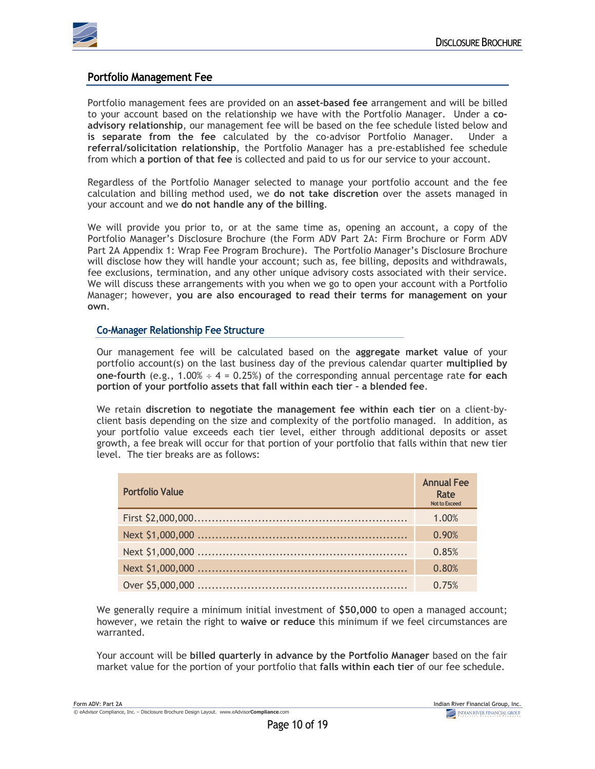## Portfolio Management Fee

Portfolio management fees are provided on an **asset-based fee** arrangement and will be billed to your account based on the relationship we have with the Portfolio Manager. Under a **co-advisory relationship**, our management fee will be based on the fee schedule listed below and **is separate from the fee** calculated by the co-advisor Portfolio Manager. Under a **referral/solicitation relationship**, the Portfolio Manager has a pre-established fee schedule from which **a portion of that fee** is collected and paid to us for our service to your account.

Regardless of the Portfolio Manager selected to manage your portfolio account and the fee calculation and billing method used, we **do not take discretion** over the assets managed in your account and we **do not handle any of the billing**.

We will provide you prior to, or at the same time as, opening an account, a copy of the Portfolio Manager's Disclosure Brochure (the Form ADV Part 2A: Firm Brochure or Form ADV Part 2A Appendix 1: Wrap Fee Program Brochure). The Portfolio Manager's Disclosure Brochure will disclose how they will handle your account; such as, fee billing, deposits and withdrawals, fee exclusions, termination, and any other unique advisory costs associated with their service. We will discuss these arrangements with you when we go to open your account with a Portfolio Manager; however, **you are also encouraged to read their terms for management on your own**.

### Co-Manager Relationship Fee Structure

Our management fee will be calculated based on the **aggregate market value** of your portfolio account(s) on the last business day of the previous calendar quarter **multiplied by one-fourth** (e.g., 1.00% ÷ 4 = 0.25%) of the corresponding annual percentage rate **for each portion of your portfolio assets that fall within each tier – a blended fee**.

We retain **discretion to negotiate the management fee within each tier** on a client-by-client basis depending on the size and complexity of the portfolio managed. In addition, as your portfolio value exceeds each tier level, either through additional deposits or asset growth, a fee break will occur for that portion of your portfolio that falls within that new tier level. The tier breaks are as follows:

| Portfolio Value | Annual Fee Rate Not to Exceed |
|---|---|
| First $2,000,000 | 1.00% |
| Next $1,000,000 | 0.90% |
| Next $1,000,000 | 0.85% |
| Next $1,000,000 | 0.80% |
| Over $5,000,000 | 0.75% |

We generally require a minimum initial investment of **$50,000** to open a managed account; however, we retain the right to **waive or reduce** this minimum if we feel circumstances are warranted.

Your account will be **billed quarterly in advance by the Portfolio Manager** based on the fair market value for the portion of your portfolio that **falls within each tier** of our fee schedule.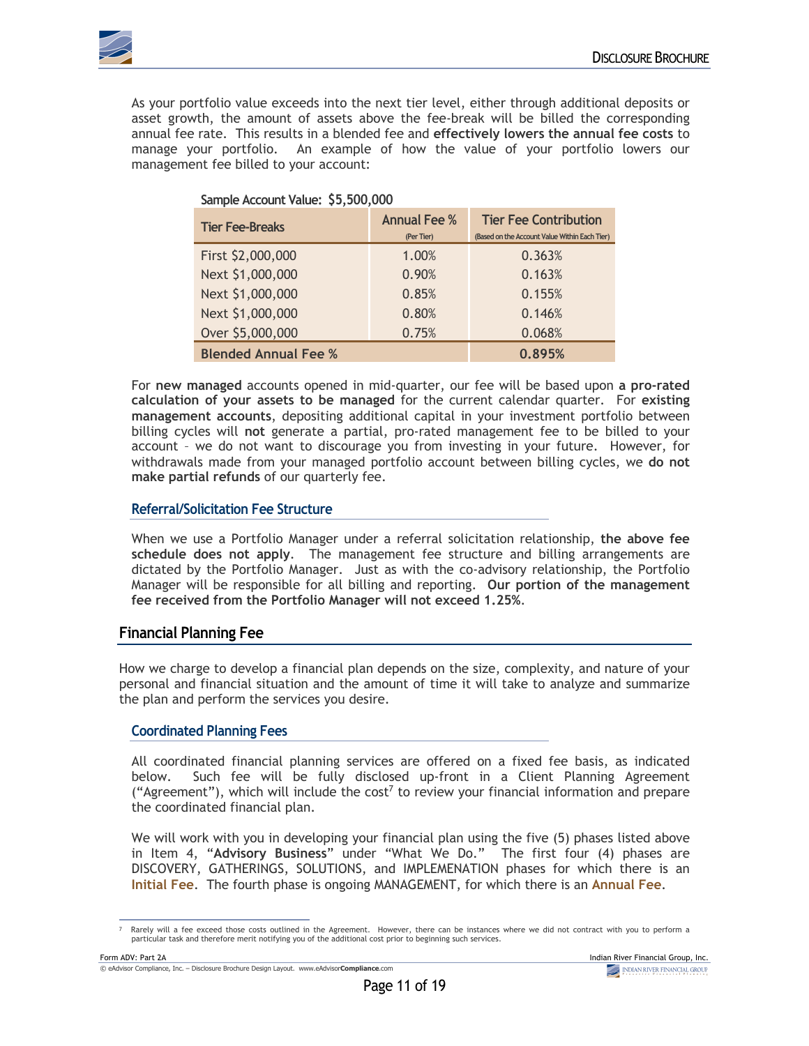As your portfolio value exceeds into the next tier level, either through additional deposits or asset growth, the amount of assets above the fee-break will be billed the corresponding annual fee rate. This results in a blended fee and **effectively lowers the annual fee costs** to manage your portfolio. An example of how the value of your portfolio lowers our management fee billed to your account:

**Sample Account Value: $5,500,000**

| Tier Fee-Breaks | Annual Fee % (Per Tier) | Tier Fee Contribution (Based on the Account Value Within Each Tier) |
|---|---|---|
| First $2,000,000 | 1.00% | 0.363% |
| Next $1,000,000 | 0.90% | 0.163% |
| Next $1,000,000 | 0.85% | 0.155% |
| Next $1,000,000 | 0.80% | 0.146% |
| Over $5,000,000 | 0.75% | 0.068% |
| **Blended Annual Fee %** | | **0.895%** |

For **new managed** accounts opened in mid-quarter, our fee will be based upon **a pro-rated calculation of your assets to be managed** for the current calendar quarter. For **existing management accounts**, depositing additional capital in your investment portfolio between billing cycles will **not** generate a partial, pro-rated management fee to be billed to your account – we do not want to discourage you from investing in your future. However, for withdrawals made from your managed portfolio account between billing cycles, we **do not make partial refunds** of our quarterly fee.

### Referral/Solicitation Fee Structure

When we use a Portfolio Manager under a referral solicitation relationship, **the above fee schedule does not apply**. The management fee structure and billing arrangements are dictated by the Portfolio Manager. Just as with the co-advisory relationship, the Portfolio Manager will be responsible for all billing and reporting. **Our portion of the management fee received from the Portfolio Manager will not exceed 1.25%**.

## Financial Planning Fee

How we charge to develop a financial plan depends on the size, complexity, and nature of your personal and financial situation and the amount of time it will take to analyze and summarize the plan and perform the services you desire.

### Coordinated Planning Fees

All coordinated financial planning services are offered on a fixed fee basis, as indicated below. Such fee will be fully disclosed up-front in a Client Planning Agreement ("Agreement"), which will include the cost[7] to review your financial information and prepare the coordinated financial plan.

We will work with you in developing your financial plan using the five (5) phases listed above in Item 4, "**Advisory Business**" under "What We Do." The first four (4) phases are DISCOVERY, GATHERINGS, SOLUTIONS, and IMPLEMENATION phases for which there is an **Initial Fee**. The fourth phase is ongoing MANAGEMENT, for which there is an **Annual Fee**.

[7] Rarely will a fee exceed those costs outlined in the Agreement. However, there can be instances where we did not contract with you to perform a particular task and therefore merit notifying you of the additional cost prior to beginning such services.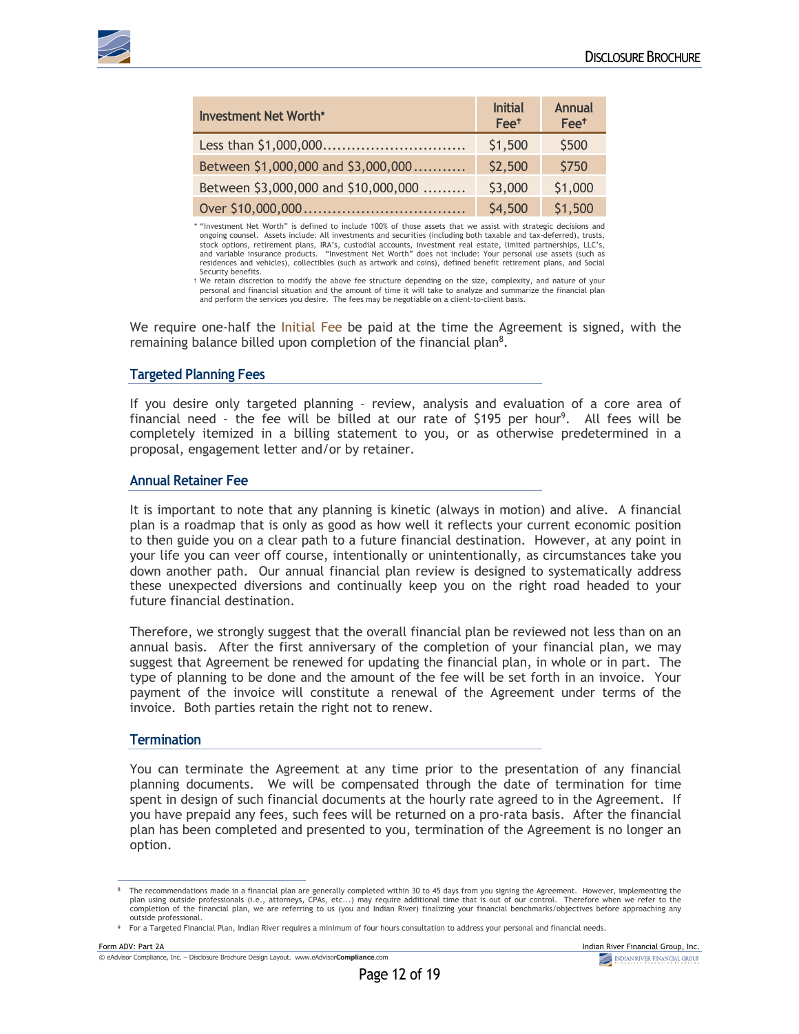| Investment Net Worth* | Initial Fee† | Annual Fee† |
|---|---|---|
| Less than $1,000,000.............................. | $1,500 | $500 |
| Between $1,000,000 and $3,000,000........... | $2,500 | $750 |
| Between $3,000,000 and $10,000,000 ......... | $3,000 | $1,000 |
| Over $10,000,000.................................. | $4,500 | $1,500 |

* "Investment Net Worth" is defined to include 100% of those assets that we assist with strategic decisions and ongoing counsel. Assets include: All investments and securities (including both taxable and tax-deferred), trusts, stock options, retirement plans, IRA's, custodial accounts, investment real estate, limited partnerships, LLC's, and variable insurance products. "Investment Net Worth" does not include: Your personal use assets (such as residences and vehicles), collectibles (such as artwork and coins), defined benefit retirement plans, and Social Security benefits.

† We retain discretion to modify the above fee structure depending on the size, complexity, and nature of your personal and financial situation and the amount of time it will take to analyze and summarize the financial plan and perform the services you desire. The fees may be negotiable on a client-to-client basis.

We require one-half the Initial Fee be paid at the time the Agreement is signed, with the remaining balance billed upon completion of the financial plan[8].

## Targeted Planning Fees

If you desire only targeted planning – review, analysis and evaluation of a core area of financial need – the fee will be billed at our rate of $195 per hour[9]. All fees will be completely itemized in a billing statement to you, or as otherwise predetermined in a proposal, engagement letter and/or by retainer.

## Annual Retainer Fee

It is important to note that any planning is kinetic (always in motion) and alive. A financial plan is a roadmap that is only as good as how well it reflects your current economic position to then guide you on a clear path to a future financial destination. However, at any point in your life you can veer off course, intentionally or unintentionally, as circumstances take you down another path. Our annual financial plan review is designed to systematically address these unexpected diversions and continually keep you on the right road headed to your future financial destination.

Therefore, we strongly suggest that the overall financial plan be reviewed not less than on an annual basis. After the first anniversary of the completion of your financial plan, we may suggest that Agreement be renewed for updating the financial plan, in whole or in part. The type of planning to be done and the amount of the fee will be set forth in an invoice. Your payment of the invoice will constitute a renewal of the Agreement under terms of the invoice. Both parties retain the right not to renew.

## Termination

You can terminate the Agreement at any time prior to the presentation of any financial planning documents. We will be compensated through the date of termination for time spent in design of such financial documents at the hourly rate agreed to in the Agreement. If you have prepaid any fees, such fees will be returned on a pro-rata basis. After the financial plan has been completed and presented to you, termination of the Agreement is no longer an option.

---

[8] The recommendations made in a financial plan are generally completed within 30 to 45 days from you signing the Agreement. However, implementing the plan using outside professionals (i.e., attorneys, CPAs, etc...) may require additional time that is out of our control. Therefore when we refer to the completion of the financial plan, we are referring to us (you and Indian River) finalizing your financial benchmarks/objectives before approaching any outside professional.

[9] For a Targeted Financial Plan, Indian River requires a minimum of four hours consultation to address your personal and financial needs.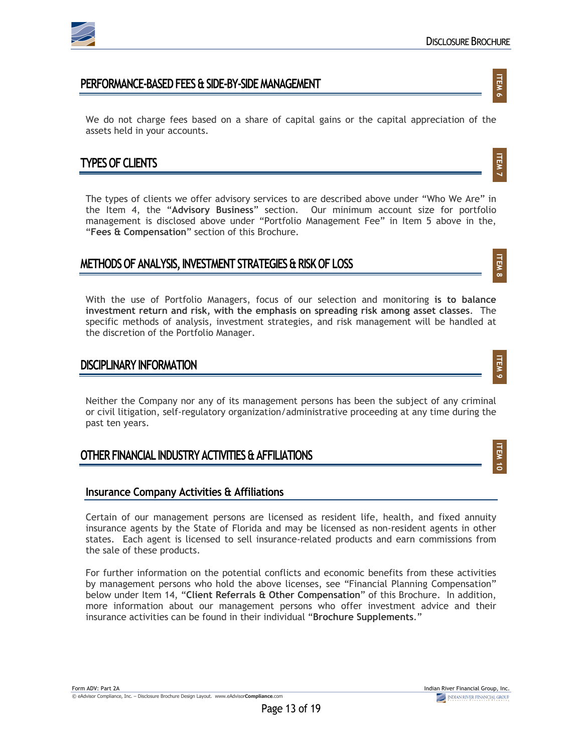## PERFORMANCE-BASED FEES & SIDE-BY-SIDE MANAGEMENT

ITEM 6

We do not charge fees based on a share of capital gains or the capital appreciation of the assets held in your accounts.

## TYPES OF CLIENTS

ITEM 7

The types of clients we offer advisory services to are described above under "Who We Are" in the Item 4, the "**Advisory Business**" section. Our minimum account size for portfolio management is disclosed above under "Portfolio Management Fee" in Item 5 above in the, "**Fees & Compensation**" section of this Brochure.

## METHODS OF ANALYSIS, INVESTMENT STRATEGIES & RISK OF LOSS

ITEM 8

With the use of Portfolio Managers, focus of our selection and monitoring **is to balance investment return and risk, with the emphasis on spreading risk among asset classes**. The specific methods of analysis, investment strategies, and risk management will be handled at the discretion of the Portfolio Manager.

## DISCIPLINARY INFORMATION

ITEM 9

Neither the Company nor any of its management persons has been the subject of any criminal or civil litigation, self-regulatory organization/administrative proceeding at any time during the past ten years.

## OTHER FINANCIAL INDUSTRY ACTIVITIES & AFFILIATIONS

ITEM 10

### Insurance Company Activities & Affiliations

Certain of our management persons are licensed as resident life, health, and fixed annuity insurance agents by the State of Florida and may be licensed as non-resident agents in other states. Each agent is licensed to sell insurance-related products and earn commissions from the sale of these products.

For further information on the potential conflicts and economic benefits from these activities by management persons who hold the above licenses, see "Financial Planning Compensation" below under Item 14, "**Client Referrals & Other Compensation**" of this Brochure. In addition, more information about our management persons who offer investment advice and their insurance activities can be found in their individual "**Brochure Supplements**."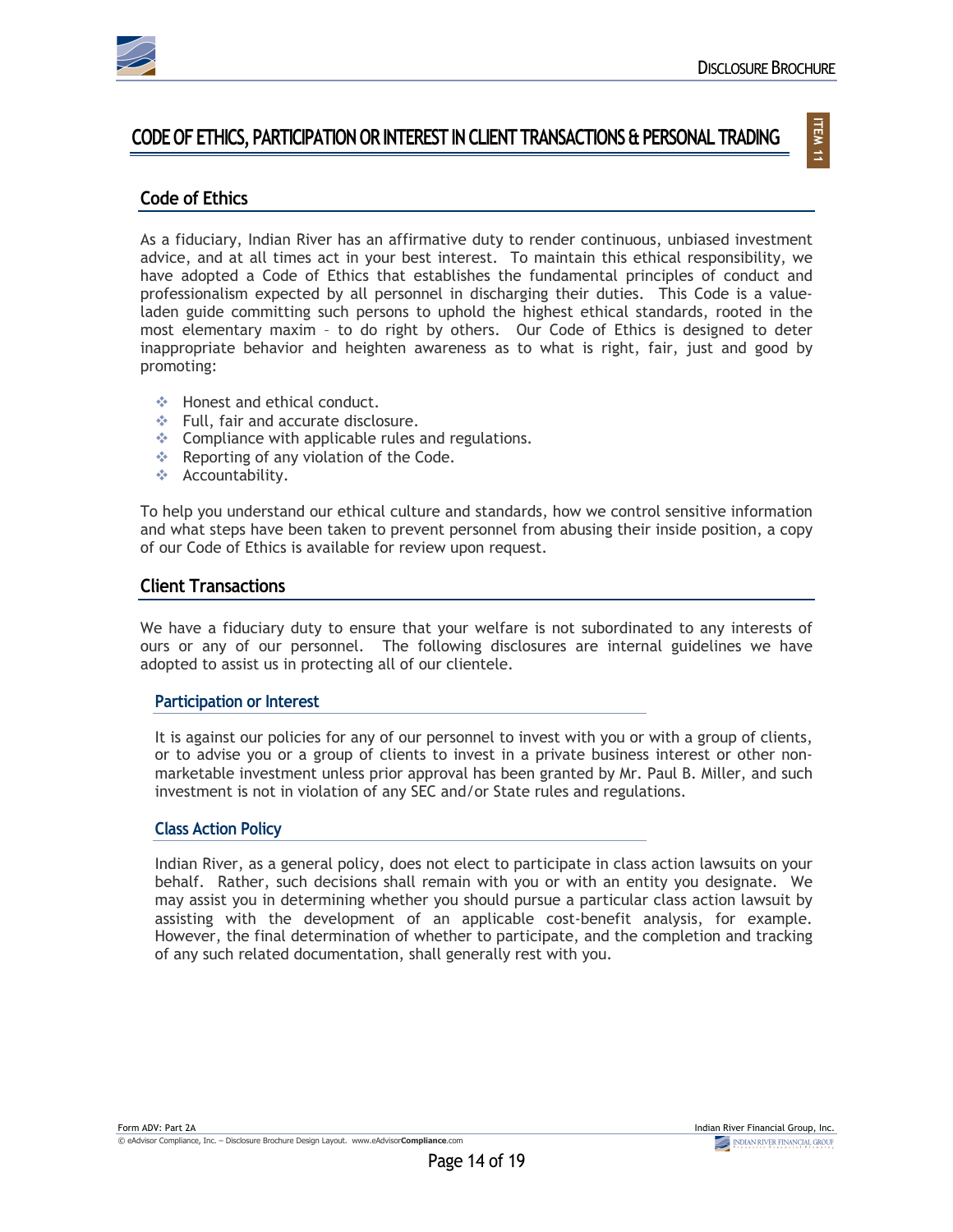# CODE OF ETHICS, PARTICIPATION OR INTEREST IN CLIENT TRANSACTIONS & PERSONAL TRADING

ITEM 11

## Code of Ethics

As a fiduciary, Indian River has an affirmative duty to render continuous, unbiased investment advice, and at all times act in your best interest. To maintain this ethical responsibility, we have adopted a Code of Ethics that establishes the fundamental principles of conduct and professionalism expected by all personnel in discharging their duties. This Code is a value-laden guide committing such persons to uphold the highest ethical standards, rooted in the most elementary maxim – to do right by others. Our Code of Ethics is designed to deter inappropriate behavior and heighten awareness as to what is right, fair, just and good by promoting:

- Honest and ethical conduct.
- Full, fair and accurate disclosure.
- Compliance with applicable rules and regulations.
- Reporting of any violation of the Code.
- Accountability.

To help you understand our ethical culture and standards, how we control sensitive information and what steps have been taken to prevent personnel from abusing their inside position, a copy of our Code of Ethics is available for review upon request.

## Client Transactions

We have a fiduciary duty to ensure that your welfare is not subordinated to any interests of ours or any of our personnel. The following disclosures are internal guidelines we have adopted to assist us in protecting all of our clientele.

### Participation or Interest

It is against our policies for any of our personnel to invest with you or with a group of clients, or to advise you or a group of clients to invest in a private business interest or other non-marketable investment unless prior approval has been granted by Mr. Paul B. Miller, and such investment is not in violation of any SEC and/or State rules and regulations.

### Class Action Policy

Indian River, as a general policy, does not elect to participate in class action lawsuits on your behalf. Rather, such decisions shall remain with you or with an entity you designate. We may assist you in determining whether you should pursue a particular class action lawsuit by assisting with the development of an applicable cost-benefit analysis, for example. However, the final determination of whether to participate, and the completion and tracking of any such related documentation, shall generally rest with you.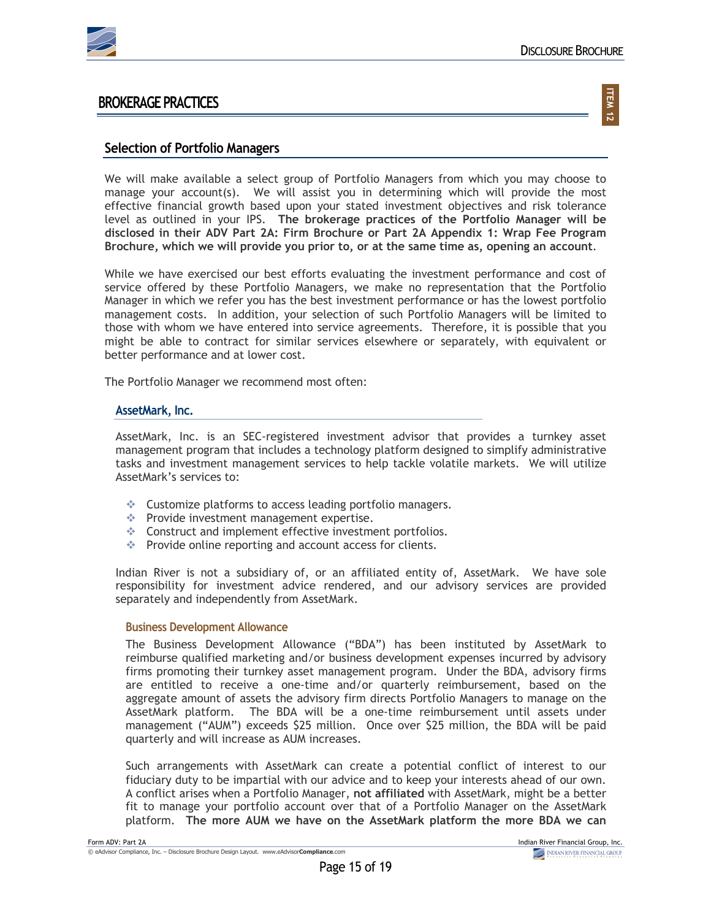# BROKERAGE PRACTICES

## Selection of Portfolio Managers

We will make available a select group of Portfolio Managers from which you may choose to manage your account(s). We will assist you in determining which will provide the most effective financial growth based upon your stated investment objectives and risk tolerance level as outlined in your IPS. **The brokerage practices of the Portfolio Manager will be disclosed in their ADV Part 2A: Firm Brochure or Part 2A Appendix 1: Wrap Fee Program Brochure, which we will provide you prior to, or at the same time as, opening an account**.

While we have exercised our best efforts evaluating the investment performance and cost of service offered by these Portfolio Managers, we make no representation that the Portfolio Manager in which we refer you has the best investment performance or has the lowest portfolio management costs. In addition, your selection of such Portfolio Managers will be limited to those with whom we have entered into service agreements. Therefore, it is possible that you might be able to contract for similar services elsewhere or separately, with equivalent or better performance and at lower cost.

The Portfolio Manager we recommend most often:

### AssetMark, Inc.

AssetMark, Inc. is an SEC-registered investment advisor that provides a turnkey asset management program that includes a technology platform designed to simplify administrative tasks and investment management services to help tackle volatile markets. We will utilize AssetMark's services to:

- Customize platforms to access leading portfolio managers.
- Provide investment management expertise.
- Construct and implement effective investment portfolios.
- Provide online reporting and account access for clients.

Indian River is not a subsidiary of, or an affiliated entity of, AssetMark. We have sole responsibility for investment advice rendered, and our advisory services are provided separately and independently from AssetMark.

#### Business Development Allowance

The Business Development Allowance ("BDA") has been instituted by AssetMark to reimburse qualified marketing and/or business development expenses incurred by advisory firms promoting their turnkey asset management program. Under the BDA, advisory firms are entitled to receive a one-time and/or quarterly reimbursement, based on the aggregate amount of assets the advisory firm directs Portfolio Managers to manage on the AssetMark platform. The BDA will be a one-time reimbursement until assets under management ("AUM") exceeds $25 million. Once over $25 million, the BDA will be paid quarterly and will increase as AUM increases.

Such arrangements with AssetMark can create a potential conflict of interest to our fiduciary duty to be impartial with our advice and to keep your interests ahead of our own. A conflict arises when a Portfolio Manager, **not affiliated** with AssetMark, might be a better fit to manage your portfolio account over that of a Portfolio Manager on the AssetMark platform. **The more AUM we have on the AssetMark platform the more BDA we can**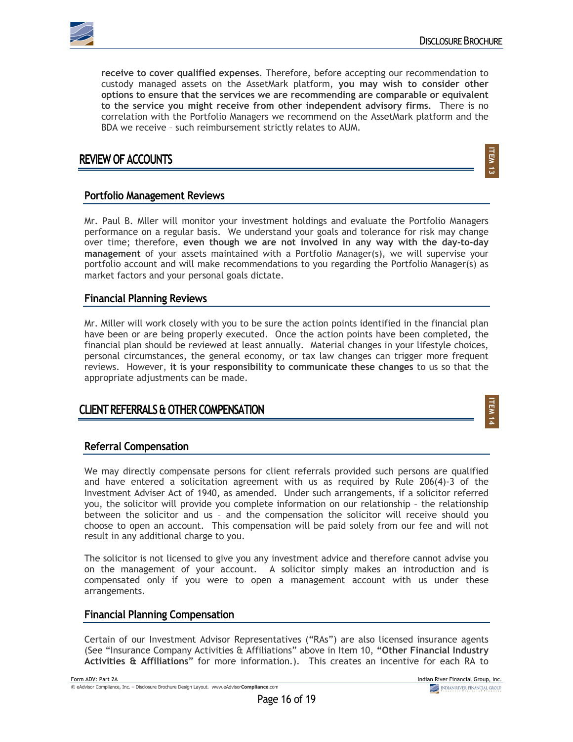**receive to cover qualified expenses**. Therefore, before accepting our recommendation to custody managed assets on the AssetMark platform, **you may wish to consider other options to ensure that the services we are recommending are comparable or equivalent to the service you might receive from other independent advisory firms**. There is no correlation with the Portfolio Managers we recommend on the AssetMark platform and the BDA we receive – such reimbursement strictly relates to AUM.

## REVIEW OF ACCOUNTS

ITEM 13

### Portfolio Management Reviews

Mr. Paul B. Mller will monitor your investment holdings and evaluate the Portfolio Managers performance on a regular basis. We understand your goals and tolerance for risk may change over time; therefore, **even though we are not involved in any way with the day-to-day management** of your assets maintained with a Portfolio Manager(s), we will supervise your portfolio account and will make recommendations to you regarding the Portfolio Manager(s) as market factors and your personal goals dictate.

### Financial Planning Reviews

Mr. Miller will work closely with you to be sure the action points identified in the financial plan have been or are being properly executed. Once the action points have been completed, the financial plan should be reviewed at least annually. Material changes in your lifestyle choices, personal circumstances, the general economy, or tax law changes can trigger more frequent reviews. However, **it is your responsibility to communicate these changes** to us so that the appropriate adjustments can be made.

## CLIENT REFERRALS & OTHER COMPENSATION

ITEM 14

### Referral Compensation

We may directly compensate persons for client referrals provided such persons are qualified and have entered a solicitation agreement with us as required by Rule 206(4)-3 of the Investment Adviser Act of 1940, as amended. Under such arrangements, if a solicitor referred you, the solicitor will provide you complete information on our relationship – the relationship between the solicitor and us – and the compensation the solicitor will receive should you choose to open an account. This compensation will be paid solely from our fee and will not result in any additional charge to you.

The solicitor is not licensed to give you any investment advice and therefore cannot advise you on the management of your account. A solicitor simply makes an introduction and is compensated only if you were to open a management account with us under these arrangements.

### Financial Planning Compensation

Certain of our Investment Advisor Representatives ("RAs") are also licensed insurance agents (See "Insurance Company Activities & Affiliations" above in Item 10, **"Other Financial Industry Activities & Affiliations"** for more information.). This creates an incentive for each RA to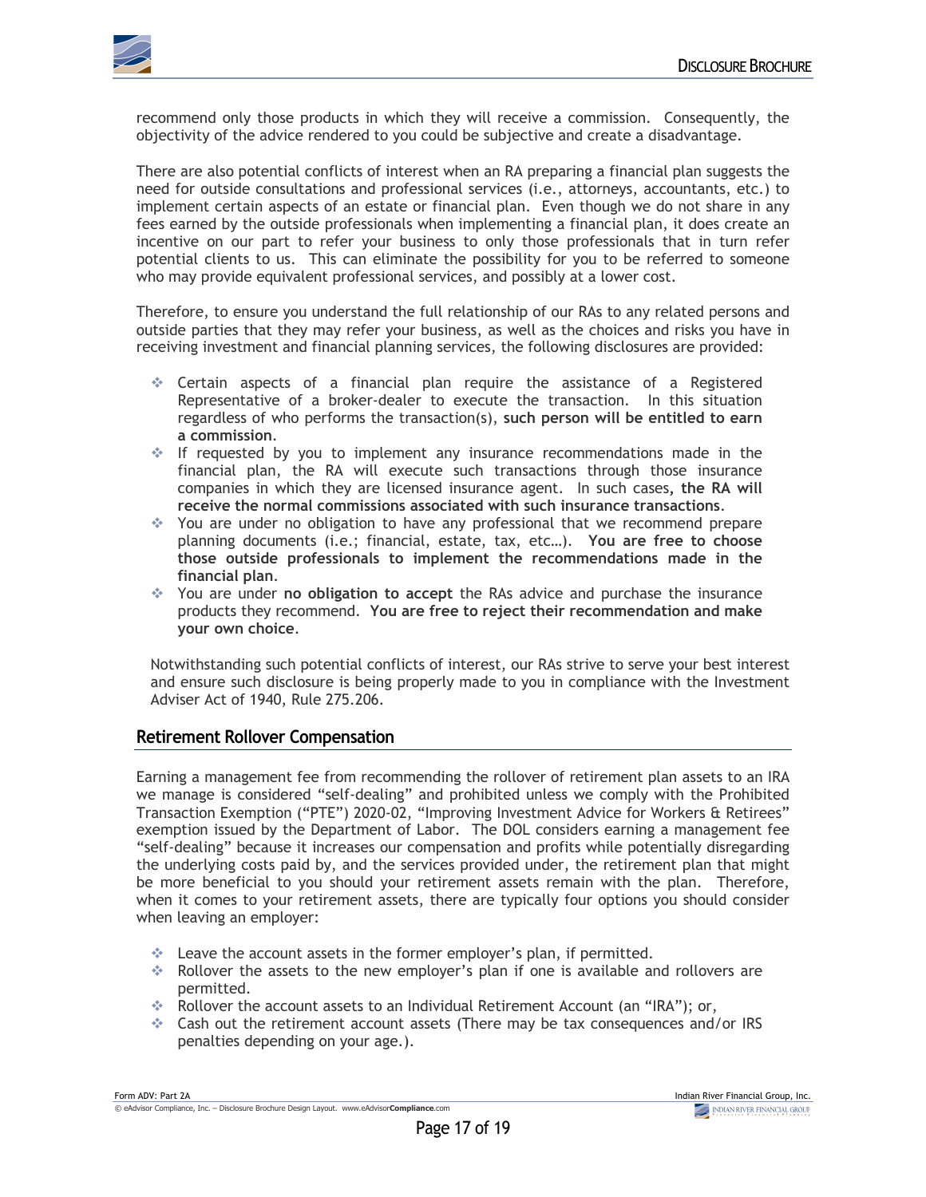recommend only those products in which they will receive a commission. Consequently, the objectivity of the advice rendered to you could be subjective and create a disadvantage.

There are also potential conflicts of interest when an RA preparing a financial plan suggests the need for outside consultations and professional services (i.e., attorneys, accountants, etc.) to implement certain aspects of an estate or financial plan. Even though we do not share in any fees earned by the outside professionals when implementing a financial plan, it does create an incentive on our part to refer your business to only those professionals that in turn refer potential clients to us. This can eliminate the possibility for you to be referred to someone who may provide equivalent professional services, and possibly at a lower cost.

Therefore, to ensure you understand the full relationship of our RAs to any related persons and outside parties that they may refer your business, as well as the choices and risks you have in receiving investment and financial planning services, the following disclosures are provided:

- Certain aspects of a financial plan require the assistance of a Registered Representative of a broker-dealer to execute the transaction. In this situation regardless of who performs the transaction(s), **such person will be entitled to earn a commission**.
- If requested by you to implement any insurance recommendations made in the financial plan, the RA will execute such transactions through those insurance companies in which they are licensed insurance agent. In such cases**, the RA will receive the normal commissions associated with such insurance transactions**.
- You are under no obligation to have any professional that we recommend prepare planning documents (i.e.; financial, estate, tax, etc…). **You are free to choose those outside professionals to implement the recommendations made in the financial plan**.
- You are under **no obligation to accept** the RAs advice and purchase the insurance products they recommend. **You are free to reject their recommendation and make your own choice**.

Notwithstanding such potential conflicts of interest, our RAs strive to serve your best interest and ensure such disclosure is being properly made to you in compliance with the Investment Adviser Act of 1940, Rule 275.206.

## Retirement Rollover Compensation

Earning a management fee from recommending the rollover of retirement plan assets to an IRA we manage is considered "self-dealing" and prohibited unless we comply with the Prohibited Transaction Exemption ("PTE") 2020-02, "Improving Investment Advice for Workers & Retirees" exemption issued by the Department of Labor. The DOL considers earning a management fee "self-dealing" because it increases our compensation and profits while potentially disregarding the underlying costs paid by, and the services provided under, the retirement plan that might be more beneficial to you should your retirement assets remain with the plan. Therefore, when it comes to your retirement assets, there are typically four options you should consider when leaving an employer:

- Leave the account assets in the former employer's plan, if permitted.
- Rollover the assets to the new employer's plan if one is available and rollovers are permitted.
- Rollover the account assets to an Individual Retirement Account (an "IRA"); or,
- Cash out the retirement account assets (There may be tax consequences and/or IRS penalties depending on your age.).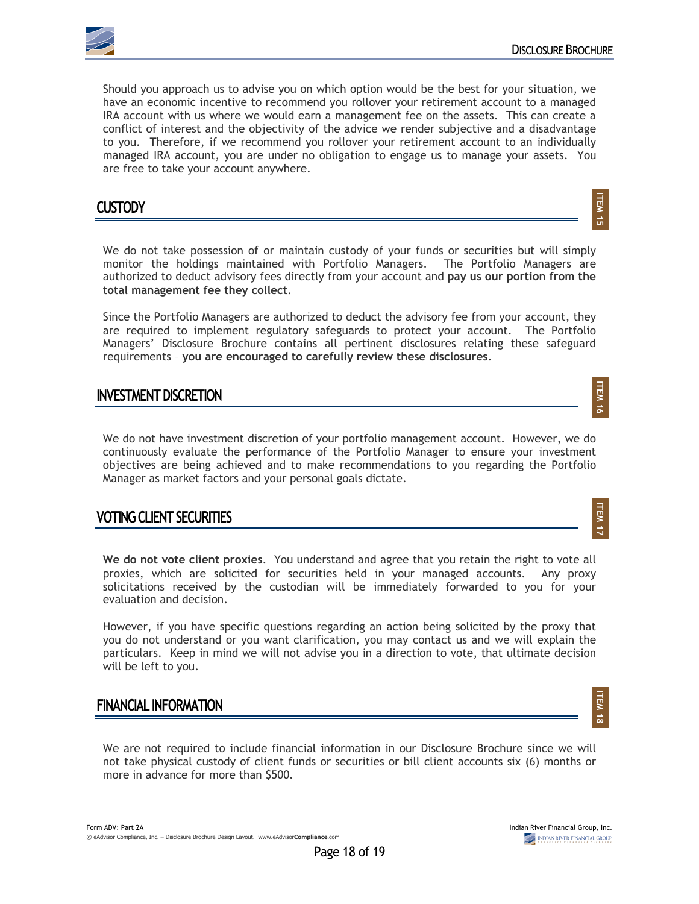Should you approach us to advise you on which option would be the best for your situation, we have an economic incentive to recommend you rollover your retirement account to a managed IRA account with us where we would earn a management fee on the assets. This can create a conflict of interest and the objectivity of the advice we render subjective and a disadvantage to you. Therefore, if we recommend you rollover your retirement account to an individually managed IRA account, you are under no obligation to engage us to manage your assets. You are free to take your account anywhere.

## CUSTODY

ITEM 15

We do not take possession of or maintain custody of your funds or securities but will simply monitor the holdings maintained with Portfolio Managers. The Portfolio Managers are authorized to deduct advisory fees directly from your account and **pay us our portion from the total management fee they collect**.

Since the Portfolio Managers are authorized to deduct the advisory fee from your account, they are required to implement regulatory safeguards to protect your account. The Portfolio Managers' Disclosure Brochure contains all pertinent disclosures relating these safeguard requirements – **you are encouraged to carefully review these disclosures**.

## INVESTMENT DISCRETION

ITEM 16

We do not have investment discretion of your portfolio management account. However, we do continuously evaluate the performance of the Portfolio Manager to ensure your investment objectives are being achieved and to make recommendations to you regarding the Portfolio Manager as market factors and your personal goals dictate.

## VOTING CLIENT SECURITIES

ITEM 17

**We do not vote client proxies**. You understand and agree that you retain the right to vote all proxies, which are solicited for securities held in your managed accounts. Any proxy solicitations received by the custodian will be immediately forwarded to you for your evaluation and decision.

However, if you have specific questions regarding an action being solicited by the proxy that you do not understand or you want clarification, you may contact us and we will explain the particulars. Keep in mind we will not advise you in a direction to vote, that ultimate decision will be left to you.

## FINANCIAL INFORMATION

ITEM 18

We are not required to include financial information in our Disclosure Brochure since we will not take physical custody of client funds or securities or bill client accounts six (6) months or more in advance for more than $500.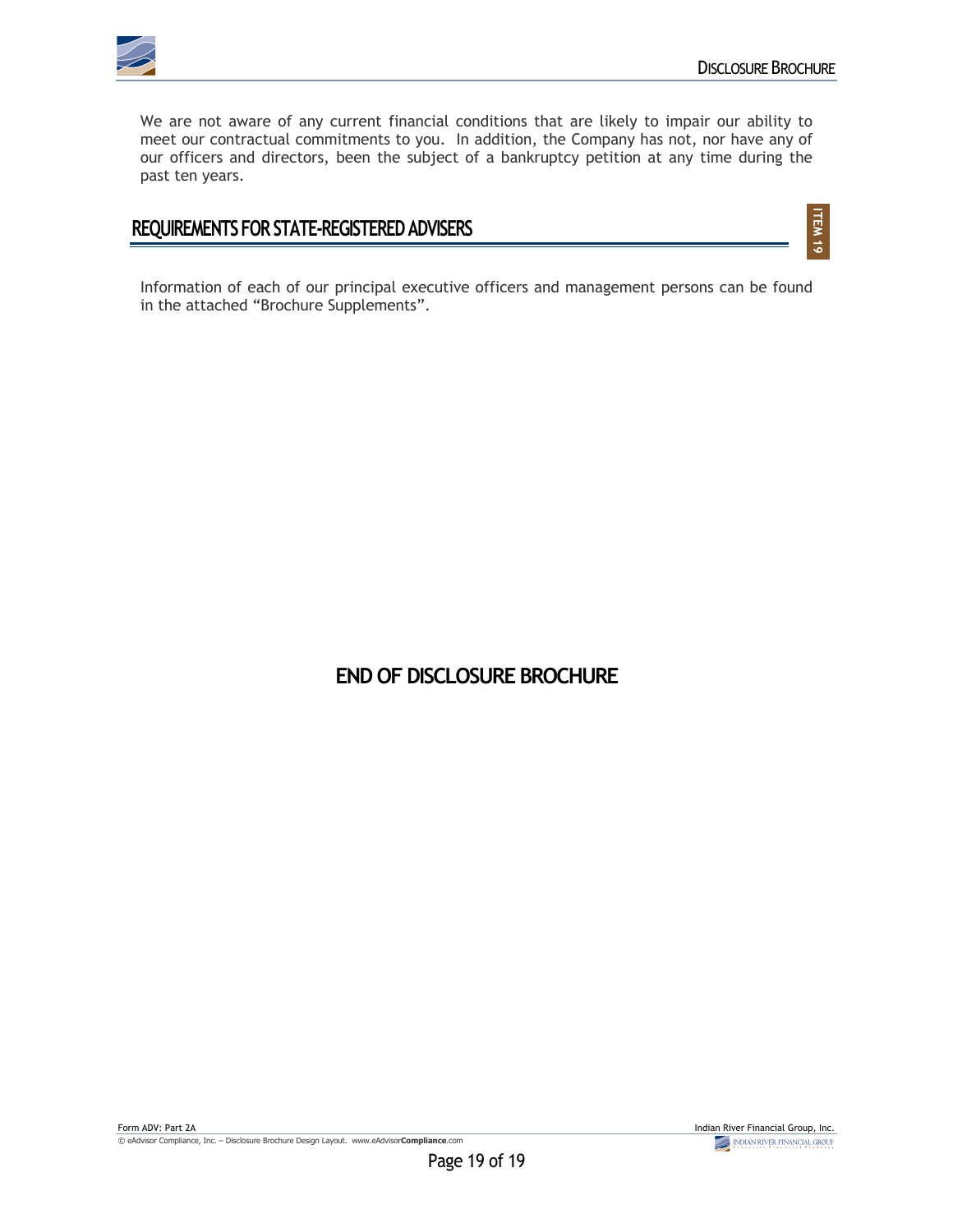We are not aware of any current financial conditions that are likely to impair our ability to meet our contractual commitments to you. In addition, the Company has not, nor have any of our officers and directors, been the subject of a bankruptcy petition at any time during the past ten years.

## REQUIREMENTS FOR STATE-REGISTERED ADVISERS

ITEM 19

Information of each of our principal executive officers and management persons can be found in the attached "Brochure Supplements".

## END OF DISCLOSURE BROCHURE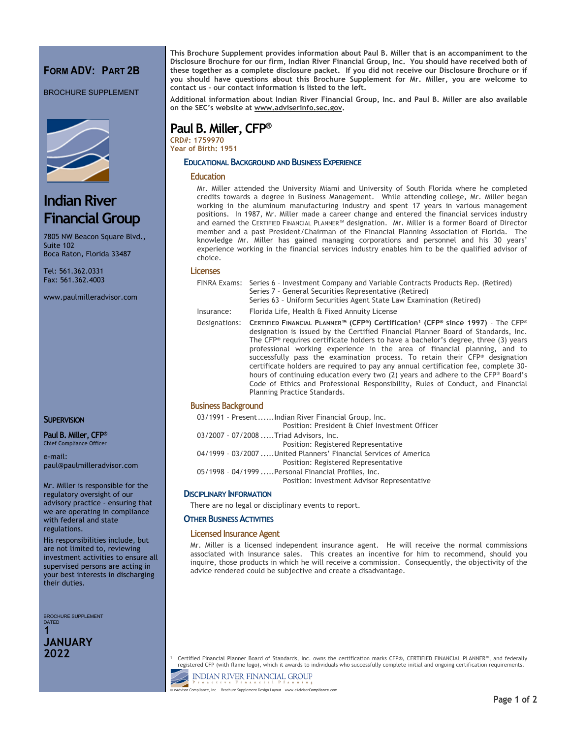# FORM ADV: PART 2B

BROCHURE SUPPLEMENT

## Indian River Financial Group

7805 NW Beacon Square Blvd., Suite 102
Boca Raton, Florida 33487

Tel: 561.362.0331
Fax: 561.362.4003

www.paulmilleradvisor.com

**This Brochure Supplement provides information about Paul B. Miller that is an accompaniment to the Disclosure Brochure for our firm, Indian River Financial Group, Inc. You should have received both of these together as a complete disclosure packet. If you did not receive our Disclosure Brochure or if you should have questions about this Brochure Supplement for Mr. Miller, you are welcome to contact us – our contact information is listed to the left.**

**Additional information about Indian River Financial Group, Inc. and Paul B. Miller are also available on the SEC's website at www.adviserinfo.sec.gov.**

# Paul B. Miller, CFP®

**CRD#: 1759970**
**Year of Birth: 1951**

## EDUCATIONAL BACKGROUND AND BUSINESS EXPERIENCE

### Education

Mr. Miller attended the University Miami and University of South Florida where he completed credits towards a degree in Business Management. While attending college, Mr. Miller began working in the aluminum manufacturing industry and spent 17 years in various management positions. In 1987, Mr. Miller made a career change and entered the financial services industry and earned the CERTIFIED FINANCIAL PLANNER™ designation. Mr. Miller is a former Board of Director member and a past President/Chairman of the Financial Planning Association of Florida. The knowledge Mr. Miller has gained managing corporations and personnel and his 30 years' experience working in the financial services industry enables him to be the qualified advisor of choice.

### Licenses

FINRA Exams: Series 6 – Investment Company and Variable Contracts Products Rep. (Retired)
Series 7 – General Securities Representative (Retired)
Series 63 – Uniform Securities Agent State Law Examination (Retired)

Insurance: Florida Life, Health & Fixed Annuity License

Designations: **CERTIFIED FINANCIAL PLANNER™ (CFP®) Certification[1] (CFP® since 1997)** - The CFP® designation is issued by the Certified Financial Planner Board of Standards, Inc. The CFP® requires certificate holders to have a bachelor's degree, three (3) years professional working experience in the area of financial planning, and to successfully pass the examination process. To retain their CFP® designation certificate holders are required to pay any annual certification fee, complete 30-hours of continuing education every two (2) years and adhere to the CFP® Board's Code of Ethics and Professional Responsibility, Rules of Conduct, and Financial Planning Practice Standards.

### Business Background

03/1991 – Present ...... Indian River Financial Group, Inc.
Position: President & Chief Investment Officer

03/2007 – 07/2008 ..... Triad Advisors, Inc.
Position: Registered Representative

04/1999 – 03/2007 ..... United Planners' Financial Services of America
Position: Registered Representative

05/1998 – 04/1999 ..... Personal Financial Profiles, Inc.
Position: Investment Advisor Representative

## DISCIPLINARY INFORMATION

There are no legal or disciplinary events to report.

## OTHER BUSINESS ACTIVITIES

### Licensed Insurance Agent

Mr. Miller is a licensed independent insurance agent. He will receive the normal commissions associated with insurance sales. This creates an incentive for him to recommend, should you inquire, those products in which he will receive a commission. Consequently, the objectivity of the advice rendered could be subjective and create a disadvantage.

## SUPERVISION

**Paul B. Miller, CFP®**
Chief Compliance Officer

e-mail: paul@paulmilleradvisor.com

Mr. Miller is responsible for the regulatory oversight of our advisory practice - ensuring that we are operating in compliance with federal and state regulations.

His responsibilities include, but are not limited to, reviewing investment activities to ensure all supervised persons are acting in your best interests in discharging their duties.

BROCHURE SUPPLEMENT DATED
**1 JANUARY 2022**

[1] Certified Financial Planner Board of Standards, Inc. owns the certification marks CFP®, CERTIFIED FINANCIAL PLANNER™, and federally registered CFP (with flame logo), which it awards to individuals who successfully complete initial and ongoing certification requirements.

INDIAN RIVER FINANCIAL GROUP
Proactive Financial Planning

© eAdvisor Compliance, Inc. – Brochure Supplement Design Layout. www.eAdvisorCompliance.com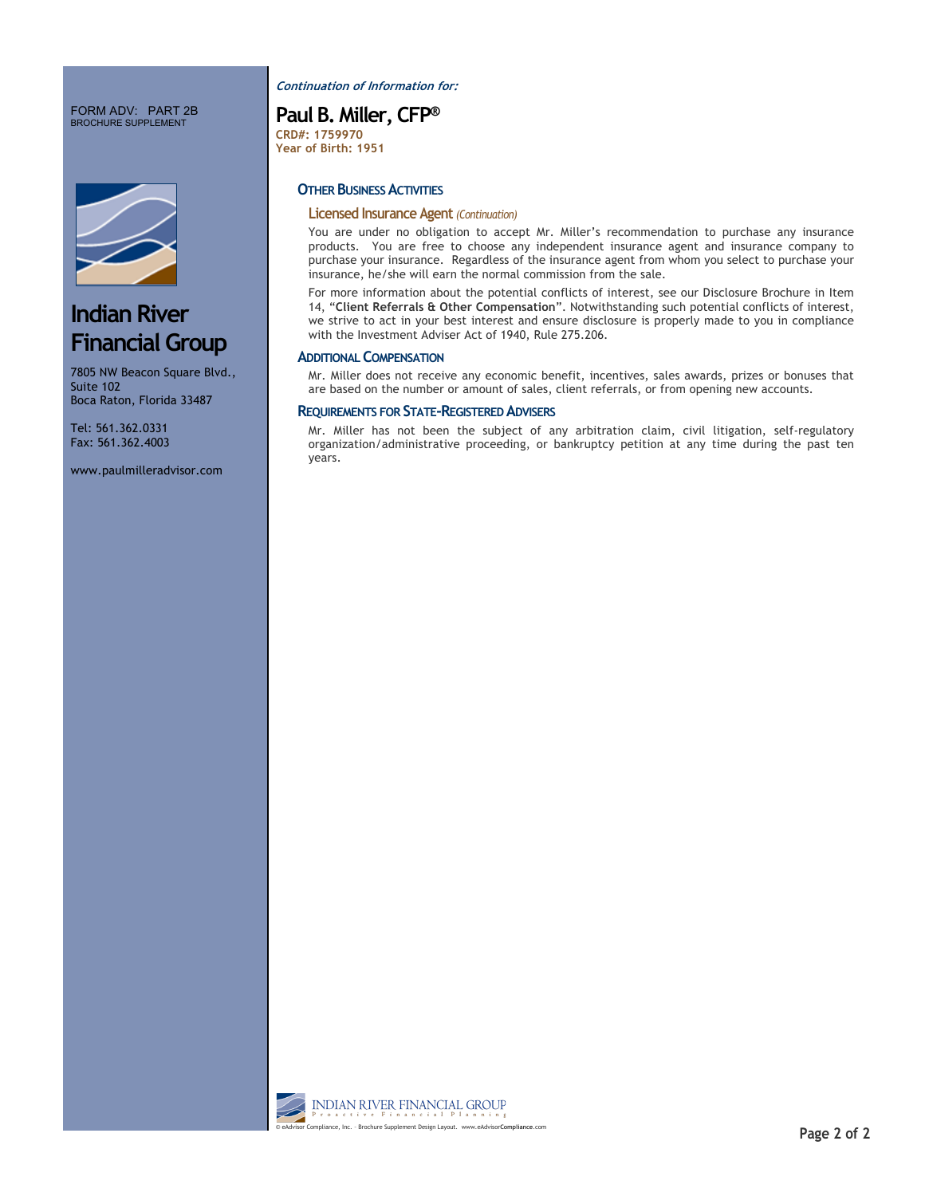FORM ADV: PART 2B
BROCHURE SUPPLEMENT

# Indian River Financial Group

7805 NW Beacon Square Blvd.,
Suite 102
Boca Raton, Florida 33487

Tel: 561.362.0331
Fax: 561.362.4003

www.paulmilleradvisor.com

***Continuation of Information for:***

# Paul B. Miller, CFP®

**CRD#: 1759970**
**Year of Birth: 1951**

## Other Business Activities

### Licensed Insurance Agent *(Continuation)*

You are under no obligation to accept Mr. Miller's recommendation to purchase any insurance products. You are free to choose any independent insurance agent and insurance company to purchase your insurance. Regardless of the insurance agent from whom you select to purchase your insurance, he/she will earn the normal commission from the sale.

For more information about the potential conflicts of interest, see our Disclosure Brochure in Item 14, "**Client Referrals & Other Compensation**". Notwithstanding such potential conflicts of interest, we strive to act in your best interest and ensure disclosure is properly made to you in compliance with the Investment Adviser Act of 1940, Rule 275.206.

## Additional Compensation

Mr. Miller does not receive any economic benefit, incentives, sales awards, prizes or bonuses that are based on the number or amount of sales, client referrals, or from opening new accounts.

## Requirements for State-Registered Advisers

Mr. Miller has not been the subject of any arbitration claim, civil litigation, self-regulatory organization/administrative proceeding, or bankruptcy petition at any time during the past ten years.

INDIAN RIVER FINANCIAL GROUP
Proactive Financial Planning

© eAdvisor Compliance, Inc. - Brochure Supplement Design Layout. www.eAdvisorCompliance.com